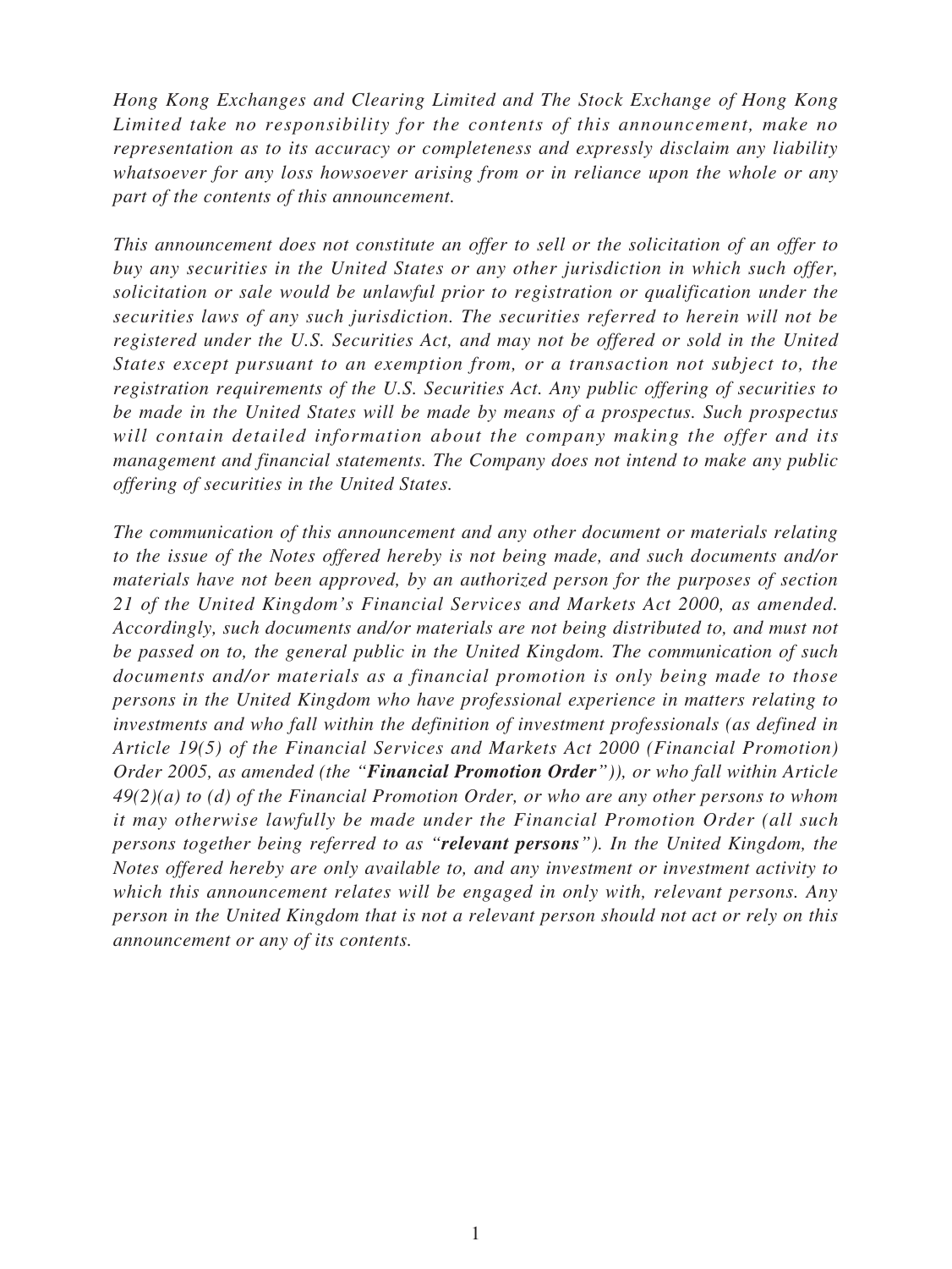*Hong Kong Exchanges and Clearing Limited and The Stock Exchange of Hong Kong Limited take no responsibility for the contents of this announcement, make no representation as to its accuracy or completeness and expressly disclaim any liability whatsoever for any loss howsoever arising from or in reliance upon the whole or any part of the contents of this announcement.*

*This announcement does not constitute an offer to sell or the solicitation of an offer to buy any securities in the United States or any other jurisdiction in which such offer, solicitation or sale would be unlawful prior to registration or qualification under the securities laws of any such jurisdiction. The securities referred to herein will not be registered under the U.S. Securities Act, and may not be offered or sold in the United States except pursuant to an exemption from, or a transaction not subject to, the registration requirements of the U.S. Securities Act. Any public offering of securities to be made in the United States will be made by means of a prospectus. Such prospectus will contain detailed information about the company making the offer and its management and financial statements. The Company does not intend to make any public offering of securities in the United States.*

*The communication of this announcement and any other document or materials relating to the issue of the Notes offered hereby is not being made, and such documents and/or materials have not been approved, by an authorized person for the purposes of section 21 of the United Kingdom's Financial Services and Markets Act 2000, as amended. Accordingly, such documents and/or materials are not being distributed to, and must not be passed on to, the general public in the United Kingdom. The communication of such documents and/or materials as a financial promotion is only being made to those persons in the United Kingdom who have professional experience in matters relating to investments and who fall within the definition of investment professionals (as defined in Article 19(5) of the Financial Services and Markets Act 2000 (Financial Promotion) Order 2005, as amended (the "**Financial Promotion Order**")), or who fall within Article 49(2)(a) to (d) of the Financial Promotion Order, or who are any other persons to whom it may otherwise lawfully be made under the Financial Promotion Order (all such persons together being referred to as "**relevant persons**"). In the United Kingdom, the Notes offered hereby are only available to, and any investment or investment activity to which this announcement relates will be engaged in only with, relevant persons. Any person in the United Kingdom that is not a relevant person should not act or rely on this announcement or any of its contents.*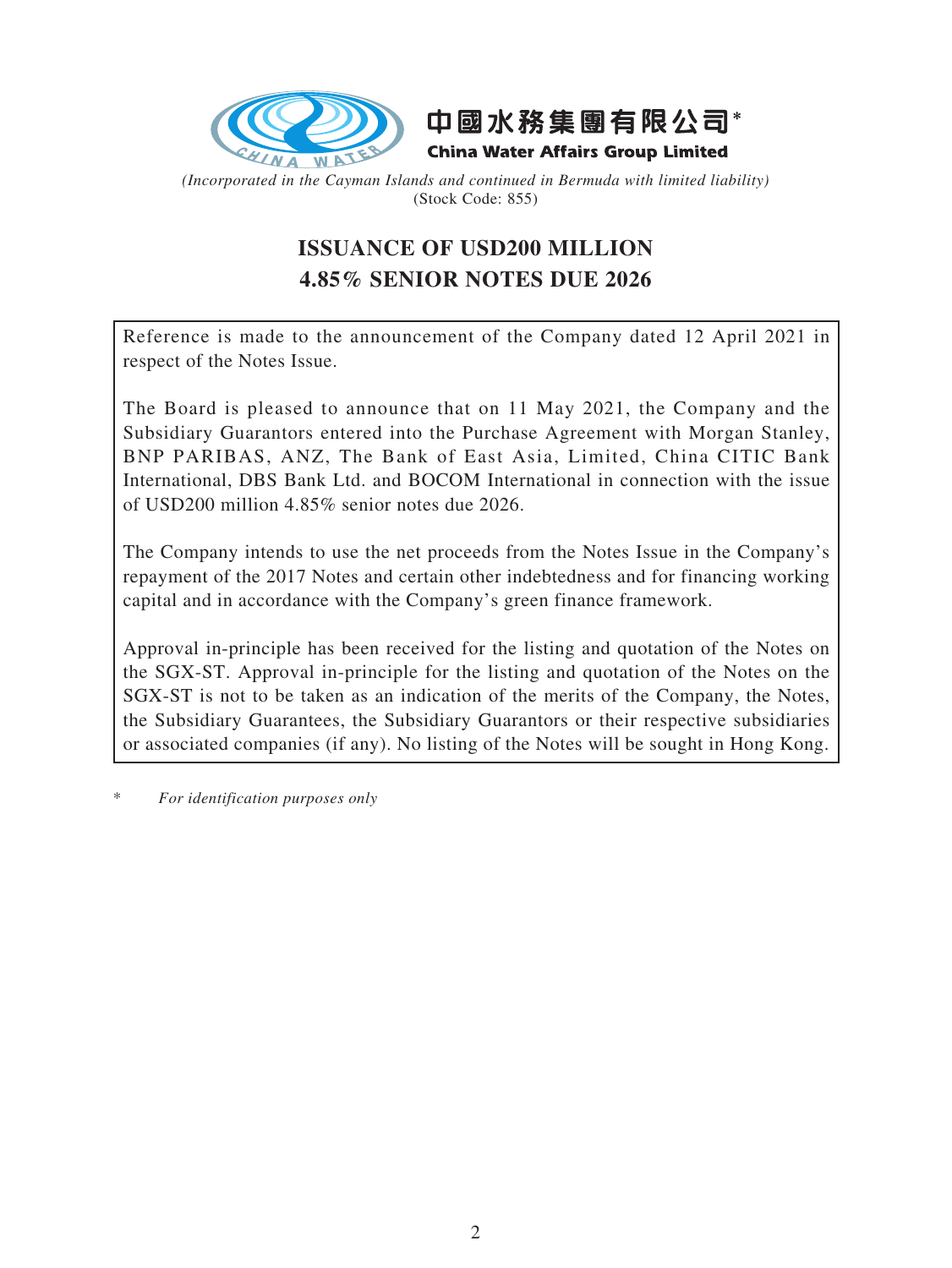中國水務集團有限公司*

**China Water Affairs Group Limited**

*(Incorporated in the Cayman Islands and continued in Bermuda with limited liability)*
(Stock Code: 855)

# ISSUANCE OF USD200 MILLION 4.85% SENIOR NOTES DUE 2026

Reference is made to the announcement of the Company dated 12 April 2021 in respect of the Notes Issue.

The Board is pleased to announce that on 11 May 2021, the Company and the Subsidiary Guarantors entered into the Purchase Agreement with Morgan Stanley, BNP PARIBAS, ANZ, The Bank of East Asia, Limited, China CITIC Bank International, DBS Bank Ltd. and BOCOM International in connection with the issue of USD200 million 4.85% senior notes due 2026.

The Company intends to use the net proceeds from the Notes Issue in the Company's repayment of the 2017 Notes and certain other indebtedness and for financing working capital and in accordance with the Company's green finance framework.

Approval in-principle has been received for the listing and quotation of the Notes on the SGX-ST. Approval in-principle for the listing and quotation of the Notes on the SGX-ST is not to be taken as an indication of the merits of the Company, the Notes, the Subsidiary Guarantees, the Subsidiary Guarantors or their respective subsidiaries or associated companies (if any). No listing of the Notes will be sought in Hong Kong.

\* *For identification purposes only*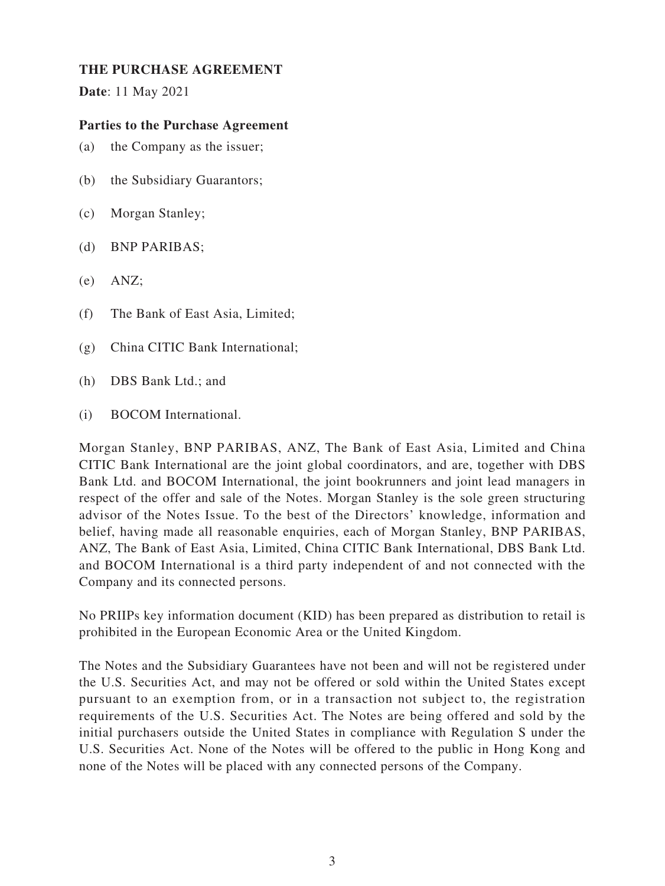## THE PURCHASE AGREEMENT

**Date**: 11 May 2021

### Parties to the Purchase Agreement

(a) the Company as the issuer;

(b) the Subsidiary Guarantors;

(c) Morgan Stanley;

(d) BNP PARIBAS;

(e) ANZ;

(f) The Bank of East Asia, Limited;

(g) China CITIC Bank International;

(h) DBS Bank Ltd.; and

(i) BOCOM International.

Morgan Stanley, BNP PARIBAS, ANZ, The Bank of East Asia, Limited and China CITIC Bank International are the joint global coordinators, and are, together with DBS Bank Ltd. and BOCOM International, the joint bookrunners and joint lead managers in respect of the offer and sale of the Notes. Morgan Stanley is the sole green structuring advisor of the Notes Issue. To the best of the Directors' knowledge, information and belief, having made all reasonable enquiries, each of Morgan Stanley, BNP PARIBAS, ANZ, The Bank of East Asia, Limited, China CITIC Bank International, DBS Bank Ltd. and BOCOM International is a third party independent of and not connected with the Company and its connected persons.

No PRIIPs key information document (KID) has been prepared as distribution to retail is prohibited in the European Economic Area or the United Kingdom.

The Notes and the Subsidiary Guarantees have not been and will not be registered under the U.S. Securities Act, and may not be offered or sold within the United States except pursuant to an exemption from, or in a transaction not subject to, the registration requirements of the U.S. Securities Act. The Notes are being offered and sold by the initial purchasers outside the United States in compliance with Regulation S under the U.S. Securities Act. None of the Notes will be offered to the public in Hong Kong and none of the Notes will be placed with any connected persons of the Company.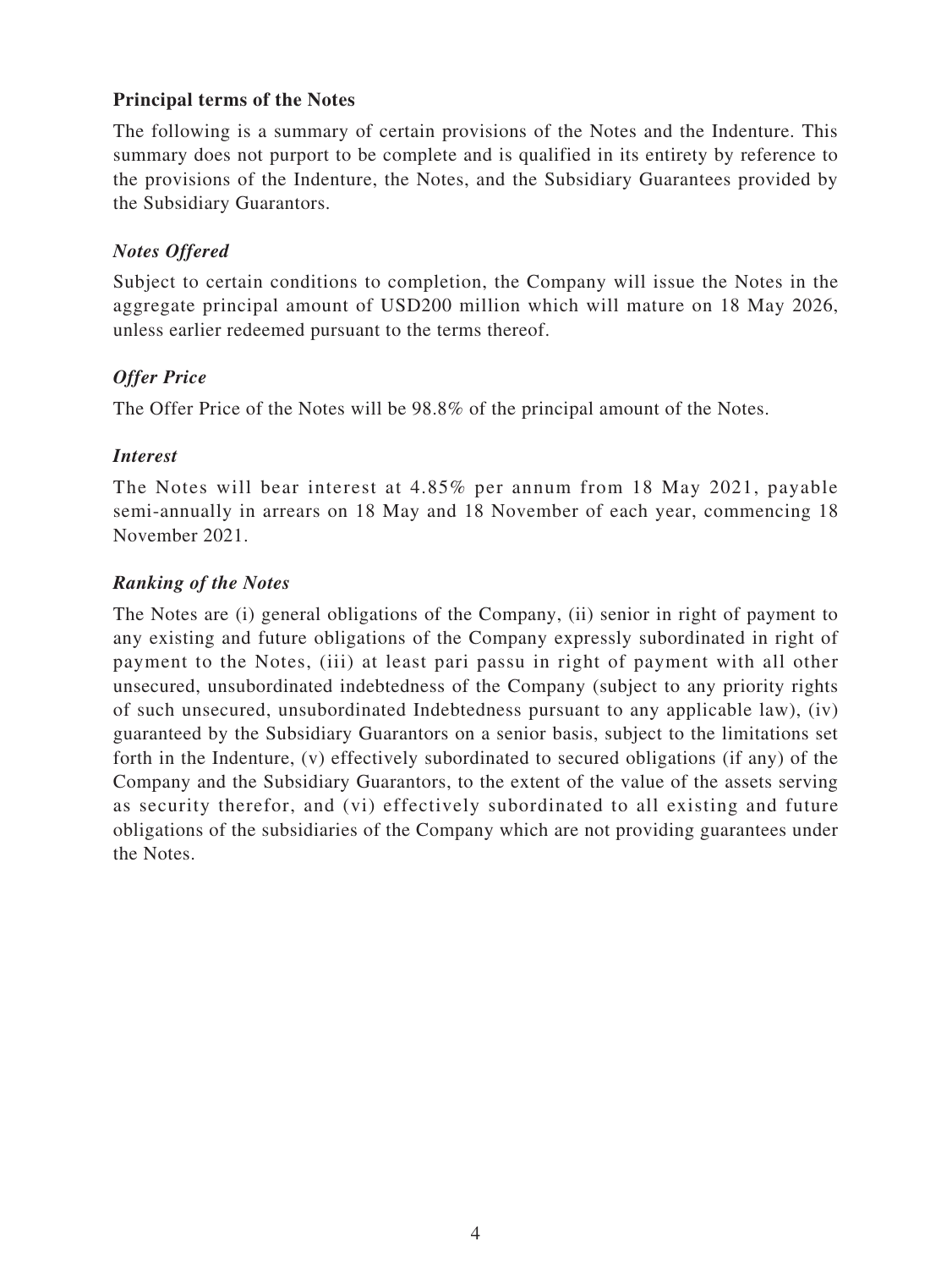**Principal terms of the Notes**

The following is a summary of certain provisions of the Notes and the Indenture. This summary does not purport to be complete and is qualified in its entirety by reference to the provisions of the Indenture, the Notes, and the Subsidiary Guarantees provided by the Subsidiary Guarantors.

***Notes Offered***

Subject to certain conditions to completion, the Company will issue the Notes in the aggregate principal amount of USD200 million which will mature on 18 May 2026, unless earlier redeemed pursuant to the terms thereof.

***Offer Price***

The Offer Price of the Notes will be 98.8% of the principal amount of the Notes.

***Interest***

The Notes will bear interest at 4.85% per annum from 18 May 2021, payable semi-annually in arrears on 18 May and 18 November of each year, commencing 18 November 2021.

***Ranking of the Notes***

The Notes are (i) general obligations of the Company, (ii) senior in right of payment to any existing and future obligations of the Company expressly subordinated in right of payment to the Notes, (iii) at least pari passu in right of payment with all other unsecured, unsubordinated indebtedness of the Company (subject to any priority rights of such unsecured, unsubordinated Indebtedness pursuant to any applicable law), (iv) guaranteed by the Subsidiary Guarantors on a senior basis, subject to the limitations set forth in the Indenture, (v) effectively subordinated to secured obligations (if any) of the Company and the Subsidiary Guarantors, to the extent of the value of the assets serving as security therefor, and (vi) effectively subordinated to all existing and future obligations of the subsidiaries of the Company which are not providing guarantees under the Notes.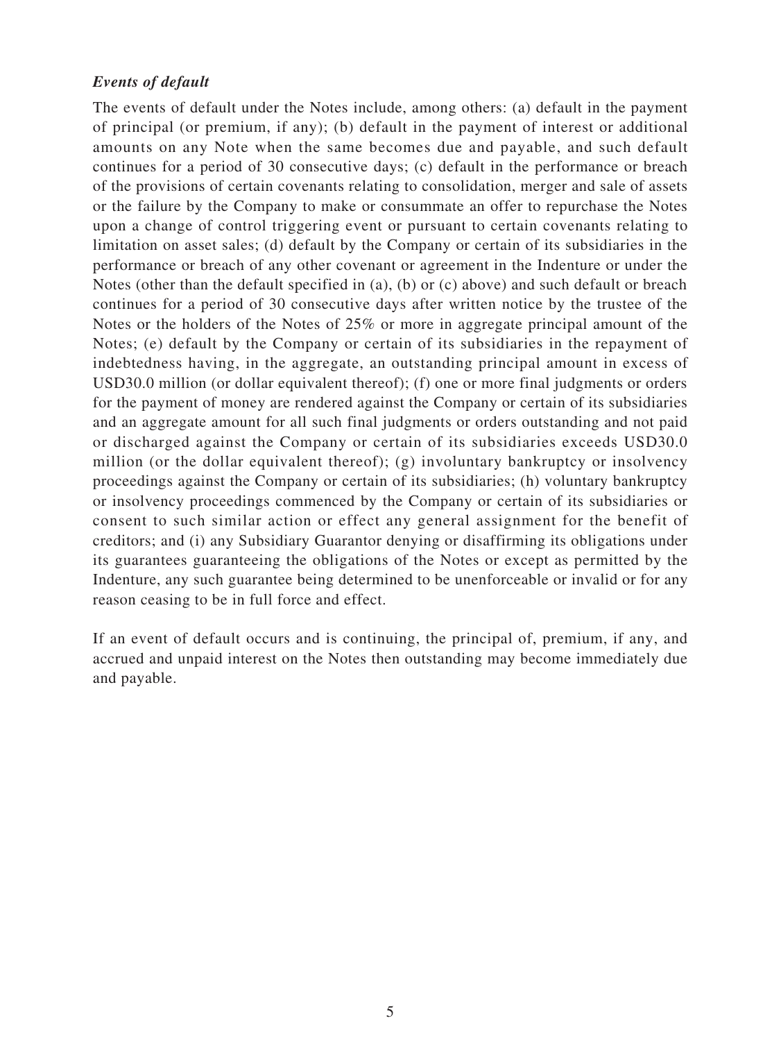***Events of default***

The events of default under the Notes include, among others: (a) default in the payment of principal (or premium, if any); (b) default in the payment of interest or additional amounts on any Note when the same becomes due and payable, and such default continues for a period of 30 consecutive days; (c) default in the performance or breach of the provisions of certain covenants relating to consolidation, merger and sale of assets or the failure by the Company to make or consummate an offer to repurchase the Notes upon a change of control triggering event or pursuant to certain covenants relating to limitation on asset sales; (d) default by the Company or certain of its subsidiaries in the performance or breach of any other covenant or agreement in the Indenture or under the Notes (other than the default specified in (a), (b) or (c) above) and such default or breach continues for a period of 30 consecutive days after written notice by the trustee of the Notes or the holders of the Notes of 25% or more in aggregate principal amount of the Notes; (e) default by the Company or certain of its subsidiaries in the repayment of indebtedness having, in the aggregate, an outstanding principal amount in excess of USD30.0 million (or dollar equivalent thereof); (f) one or more final judgments or orders for the payment of money are rendered against the Company or certain of its subsidiaries and an aggregate amount for all such final judgments or orders outstanding and not paid or discharged against the Company or certain of its subsidiaries exceeds USD30.0 million (or the dollar equivalent thereof); (g) involuntary bankruptcy or insolvency proceedings against the Company or certain of its subsidiaries; (h) voluntary bankruptcy or insolvency proceedings commenced by the Company or certain of its subsidiaries or consent to such similar action or effect any general assignment for the benefit of creditors; and (i) any Subsidiary Guarantor denying or disaffirming its obligations under its guarantees guaranteeing the obligations of the Notes or except as permitted by the Indenture, any such guarantee being determined to be unenforceable or invalid or for any reason ceasing to be in full force and effect.

If an event of default occurs and is continuing, the principal of, premium, if any, and accrued and unpaid interest on the Notes then outstanding may become immediately due and payable.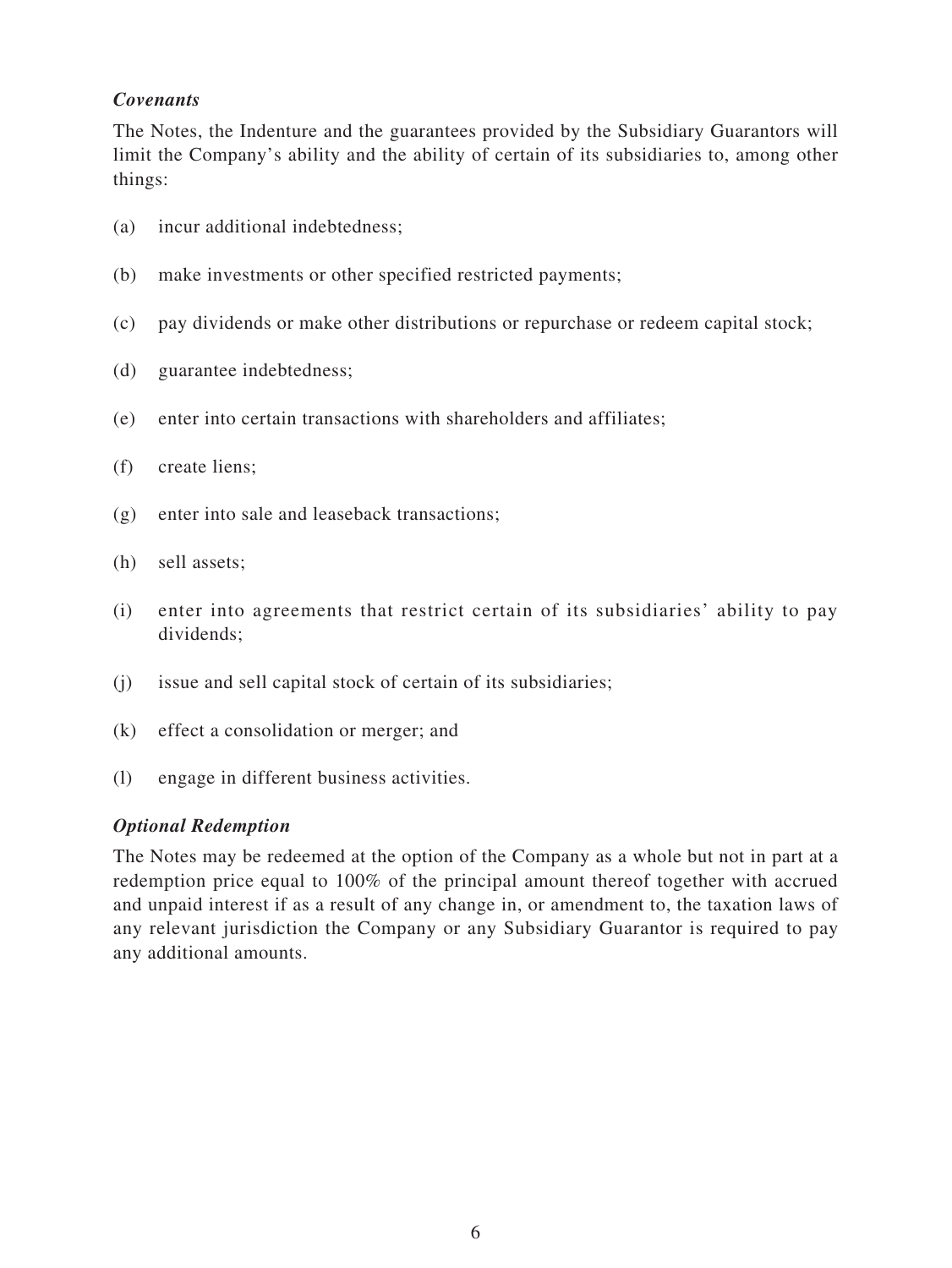***Covenants***

The Notes, the Indenture and the guarantees provided by the Subsidiary Guarantors will limit the Company's ability and the ability of certain of its subsidiaries to, among other things:

(a) incur additional indebtedness;

(b) make investments or other specified restricted payments;

(c) pay dividends or make other distributions or repurchase or redeem capital stock;

(d) guarantee indebtedness;

(e) enter into certain transactions with shareholders and affiliates;

(f) create liens;

(g) enter into sale and leaseback transactions;

(h) sell assets;

(i) enter into agreements that restrict certain of its subsidiaries' ability to pay dividends;

(j) issue and sell capital stock of certain of its subsidiaries;

(k) effect a consolidation or merger; and

(l) engage in different business activities.

***Optional Redemption***

The Notes may be redeemed at the option of the Company as a whole but not in part at a redemption price equal to 100% of the principal amount thereof together with accrued and unpaid interest if as a result of any change in, or amendment to, the taxation laws of any relevant jurisdiction the Company or any Subsidiary Guarantor is required to pay any additional amounts.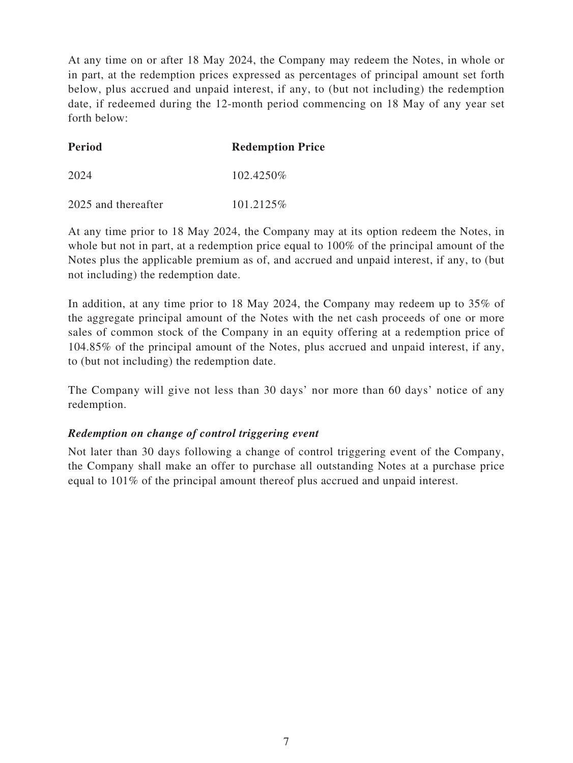At any time on or after 18 May 2024, the Company may redeem the Notes, in whole or in part, at the redemption prices expressed as percentages of principal amount set forth below, plus accrued and unpaid interest, if any, to (but not including) the redemption date, if redeemed during the 12-month period commencing on 18 May of any year set forth below:

| Period | Redemption Price |
|---|---|
| 2024 | 102.4250% |
| 2025 and thereafter | 101.2125% |

At any time prior to 18 May 2024, the Company may at its option redeem the Notes, in whole but not in part, at a redemption price equal to 100% of the principal amount of the Notes plus the applicable premium as of, and accrued and unpaid interest, if any, to (but not including) the redemption date.

In addition, at any time prior to 18 May 2024, the Company may redeem up to 35% of the aggregate principal amount of the Notes with the net cash proceeds of one or more sales of common stock of the Company in an equity offering at a redemption price of 104.85% of the principal amount of the Notes, plus accrued and unpaid interest, if any, to (but not including) the redemption date.

The Company will give not less than 30 days' nor more than 60 days' notice of any redemption.

***Redemption on change of control triggering event***

Not later than 30 days following a change of control triggering event of the Company, the Company shall make an offer to purchase all outstanding Notes at a purchase price equal to 101% of the principal amount thereof plus accrued and unpaid interest.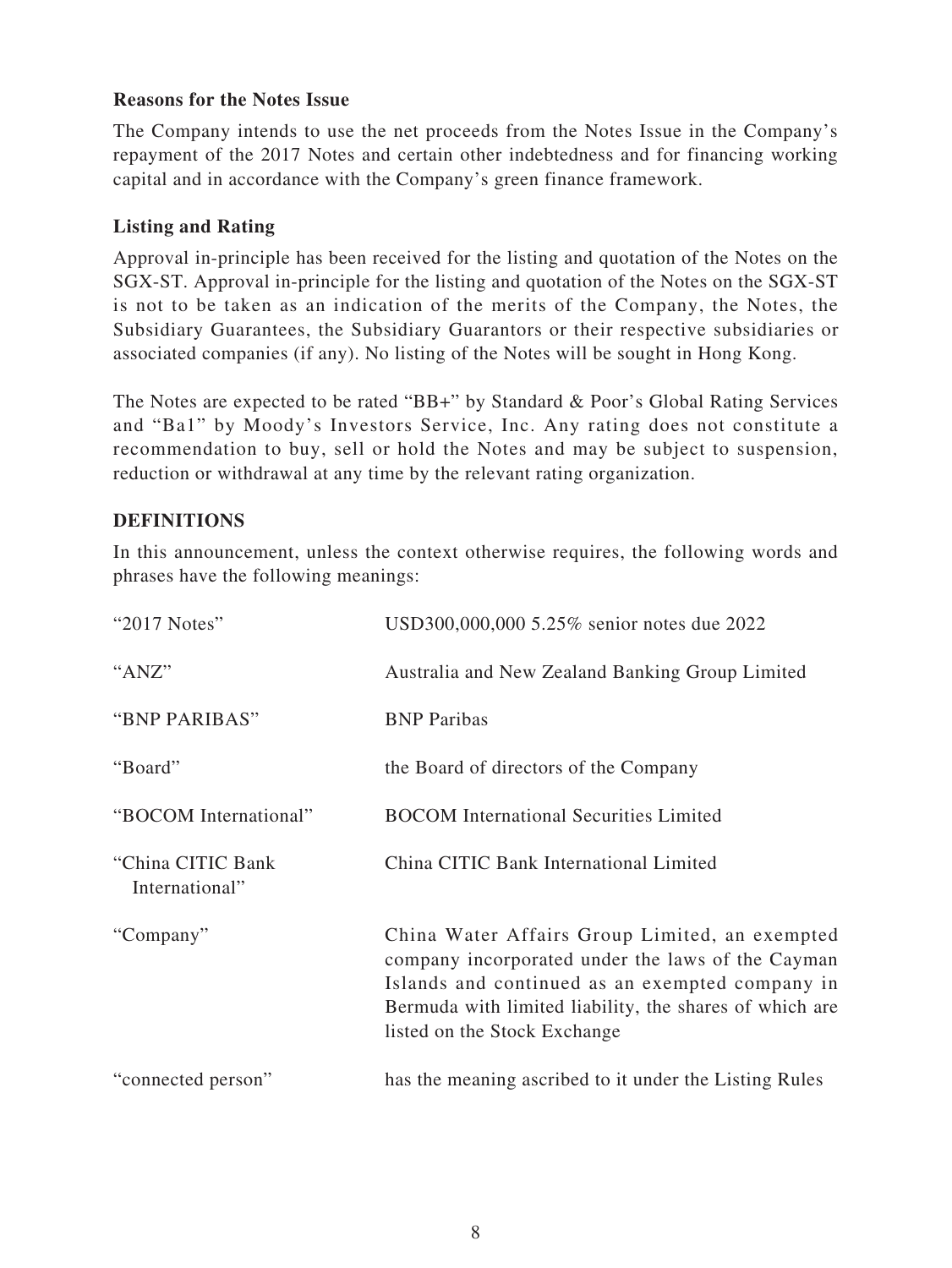**Reasons for the Notes Issue**

The Company intends to use the net proceeds from the Notes Issue in the Company's repayment of the 2017 Notes and certain other indebtedness and for financing working capital and in accordance with the Company's green finance framework.

**Listing and Rating**

Approval in-principle has been received for the listing and quotation of the Notes on the SGX-ST. Approval in-principle for the listing and quotation of the Notes on the SGX-ST is not to be taken as an indication of the merits of the Company, the Notes, the Subsidiary Guarantees, the Subsidiary Guarantors or their respective subsidiaries or associated companies (if any). No listing of the Notes will be sought in Hong Kong.

The Notes are expected to be rated "BB+" by Standard & Poor's Global Rating Services and "Ba1" by Moody's Investors Service, Inc. Any rating does not constitute a recommendation to buy, sell or hold the Notes and may be subject to suspension, reduction or withdrawal at any time by the relevant rating organization.

## DEFINITIONS

In this announcement, unless the context otherwise requires, the following words and phrases have the following meanings:

| | |
|---|---|
| "2017 Notes" | USD300,000,000 5.25% senior notes due 2022 |
| "ANZ" | Australia and New Zealand Banking Group Limited |
| "BNP PARIBAS" | BNP Paribas |
| "Board" | the Board of directors of the Company |
| "BOCOM International" | BOCOM International Securities Limited |
| "China CITIC Bank International" | China CITIC Bank International Limited |
| "Company" | China Water Affairs Group Limited, an exempted company incorporated under the laws of the Cayman Islands and continued as an exempted company in Bermuda with limited liability, the shares of which are listed on the Stock Exchange |
| "connected person" | has the meaning ascribed to it under the Listing Rules |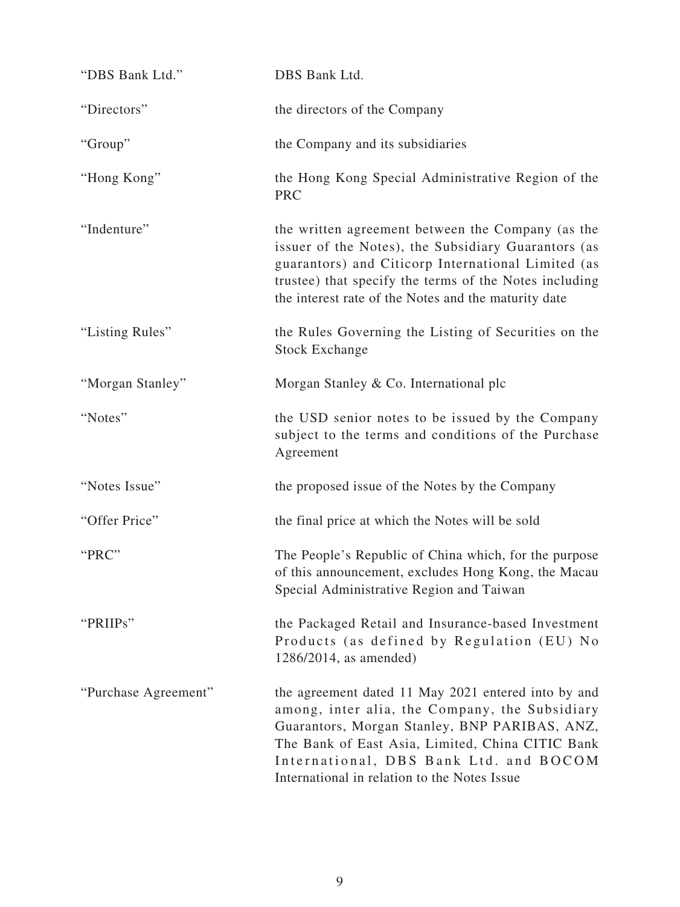| | |
|---|---|
| "DBS Bank Ltd." | DBS Bank Ltd. |
| "Directors" | the directors of the Company |
| "Group" | the Company and its subsidiaries |
| "Hong Kong" | the Hong Kong Special Administrative Region of the PRC |
| "Indenture" | the written agreement between the Company (as the issuer of the Notes), the Subsidiary Guarantors (as guarantors) and Citicorp International Limited (as trustee) that specify the terms of the Notes including the interest rate of the Notes and the maturity date |
| "Listing Rules" | the Rules Governing the Listing of Securities on the Stock Exchange |
| "Morgan Stanley" | Morgan Stanley & Co. International plc |
| "Notes" | the USD senior notes to be issued by the Company subject to the terms and conditions of the Purchase Agreement |
| "Notes Issue" | the proposed issue of the Notes by the Company |
| "Offer Price" | the final price at which the Notes will be sold |
| "PRC" | The People's Republic of China which, for the purpose of this announcement, excludes Hong Kong, the Macau Special Administrative Region and Taiwan |
| "PRIIPs" | the Packaged Retail and Insurance-based Investment Products (as defined by Regulation (EU) No 1286/2014, as amended) |
| "Purchase Agreement" | the agreement dated 11 May 2021 entered into by and among, inter alia, the Company, the Subsidiary Guarantors, Morgan Stanley, BNP PARIBAS, ANZ, The Bank of East Asia, Limited, China CITIC Bank International, DBS Bank Ltd. and BOCOM International in relation to the Notes Issue |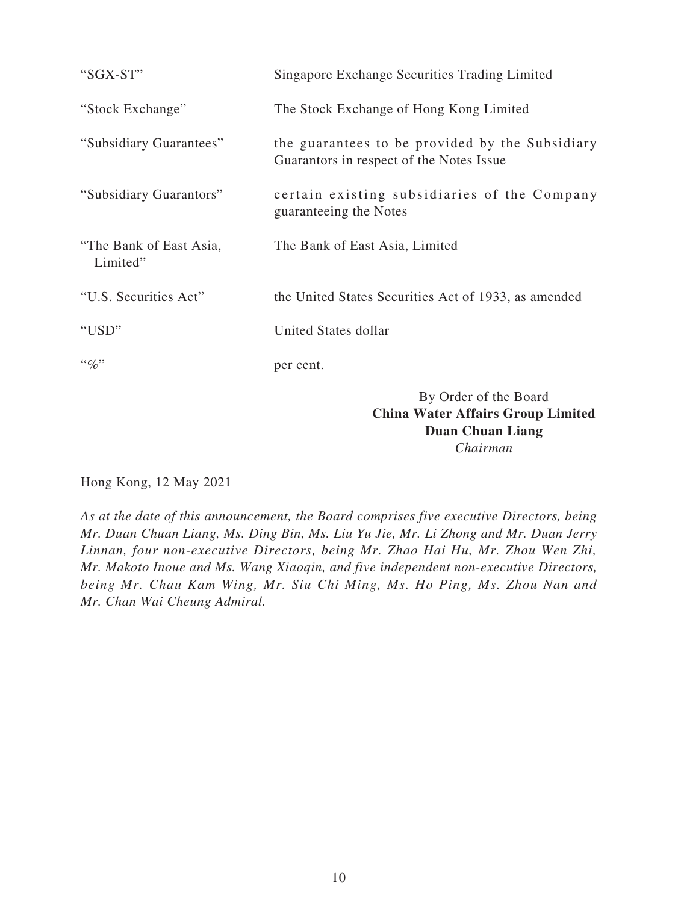| | |
|---|---|
| "SGX-ST" | Singapore Exchange Securities Trading Limited |
| "Stock Exchange" | The Stock Exchange of Hong Kong Limited |
| "Subsidiary Guarantees" | the guarantees to be provided by the Subsidiary Guarantors in respect of the Notes Issue |
| "Subsidiary Guarantors" | certain existing subsidiaries of the Company guaranteeing the Notes |
| "The Bank of East Asia, Limited" | The Bank of East Asia, Limited |
| "U.S. Securities Act" | the United States Securities Act of 1933, as amended |
| "USD" | United States dollar |
| "%" | per cent. |

By Order of the Board
**China Water Affairs Group Limited**
**Duan Chuan Liang**
*Chairman*

Hong Kong, 12 May 2021

*As at the date of this announcement, the Board comprises five executive Directors, being Mr. Duan Chuan Liang, Ms. Ding Bin, Ms. Liu Yu Jie, Mr. Li Zhong and Mr. Duan Jerry Linnan, four non-executive Directors, being Mr. Zhao Hai Hu, Mr. Zhou Wen Zhi, Mr. Makoto Inoue and Ms. Wang Xiaoqin, and five independent non-executive Directors, being Mr. Chau Kam Wing, Mr. Siu Chi Ming, Ms. Ho Ping, Ms. Zhou Nan and Mr. Chan Wai Cheung Admiral.*